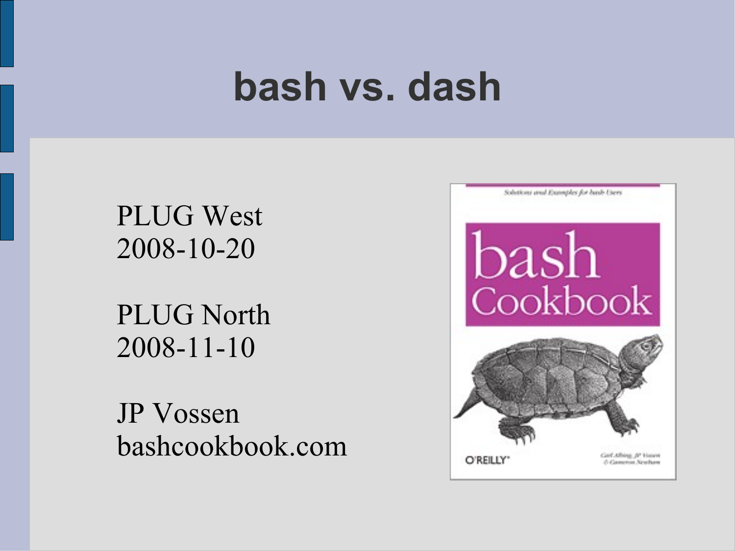# bash vs. dash

PLUG West
2008-10-20

PLUG North
2008-11-10

JP Vossen
bashcookbook.com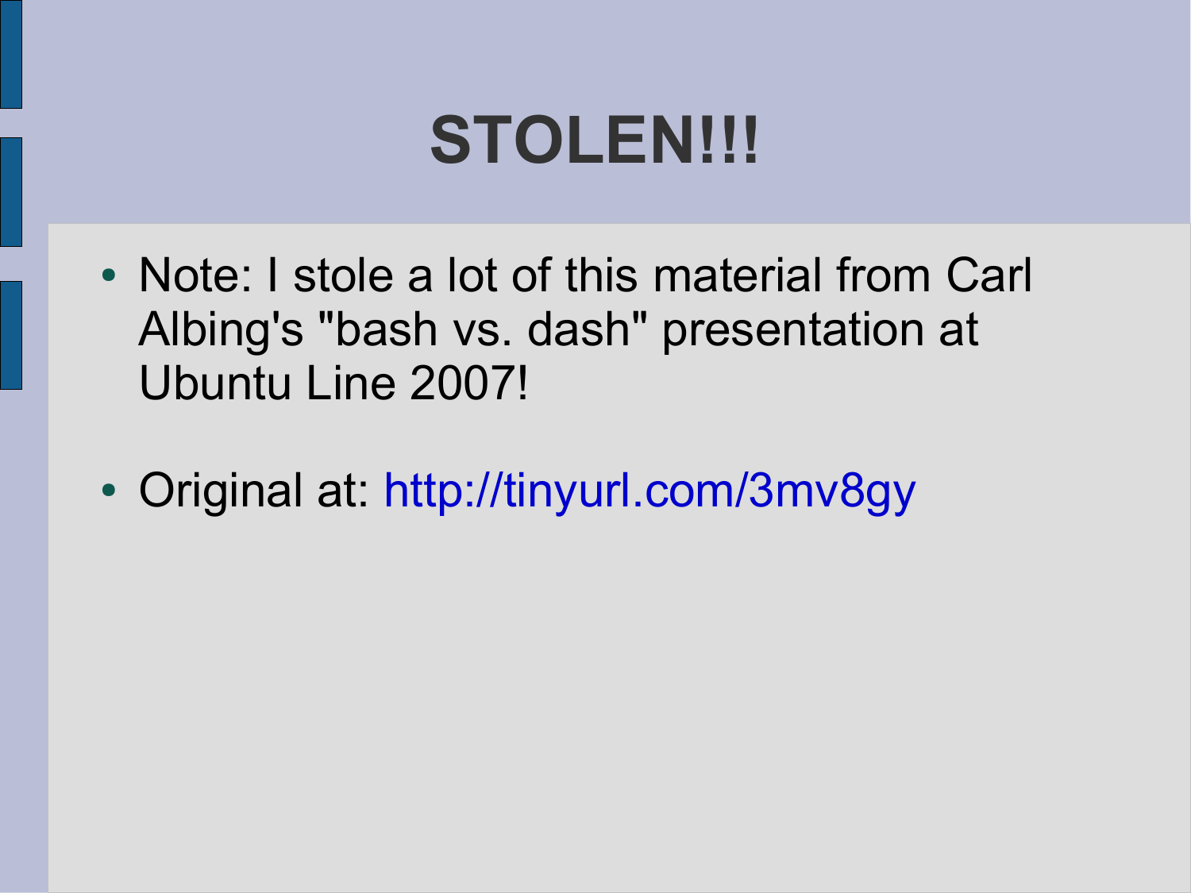# STOLEN!!!

- Note: I stole a lot of this material from Carl Albing's "bash vs. dash" presentation at Ubuntu Line 2007!
- Original at: http://tinyurl.com/3mv8gy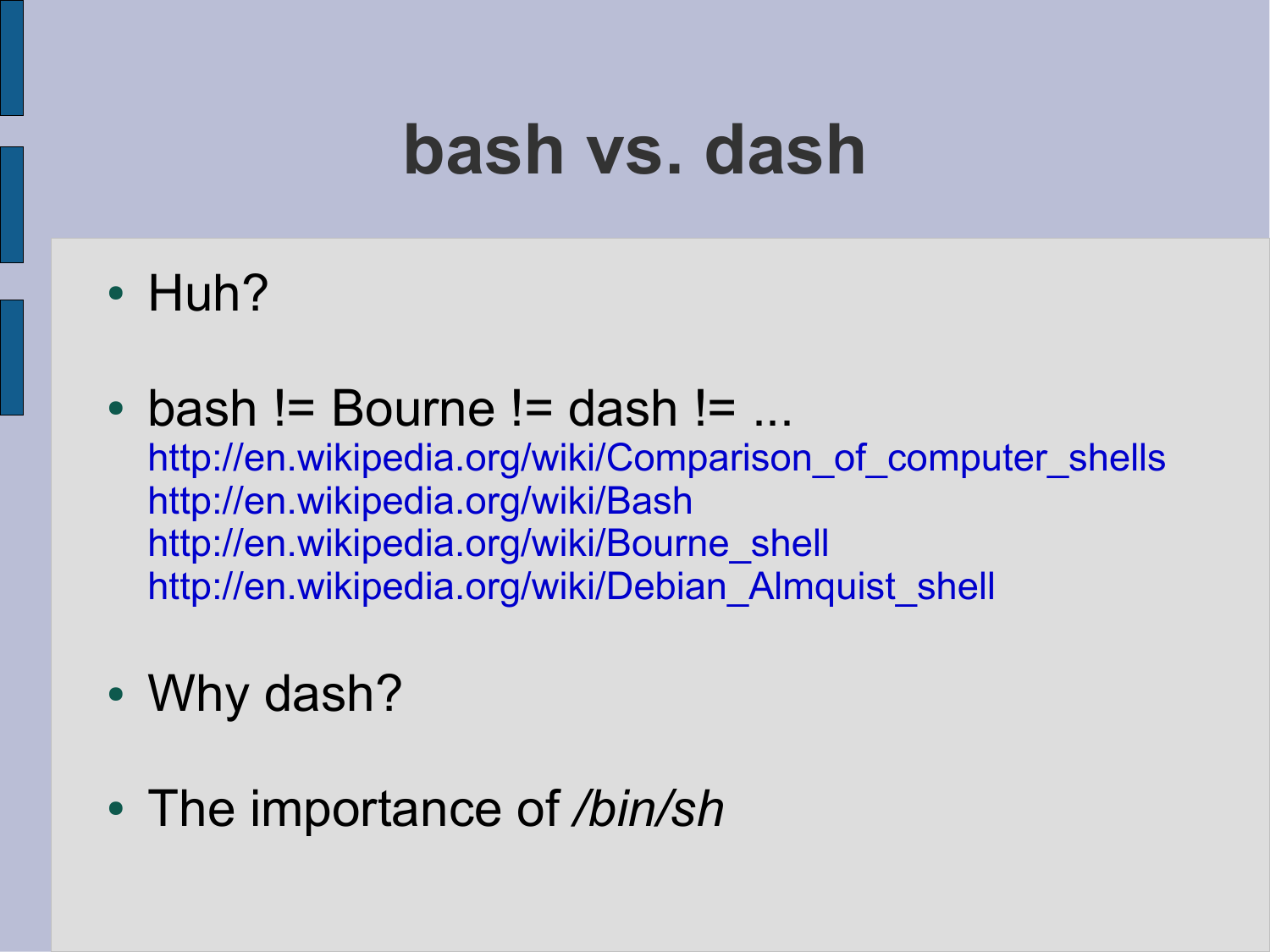# bash vs. dash

- Huh?

- bash != Bourne != dash != ...
  http://en.wikipedia.org/wiki/Comparison_of_computer_shells
  http://en.wikipedia.org/wiki/Bash
  http://en.wikipedia.org/wiki/Bourne_shell
  http://en.wikipedia.org/wiki/Debian_Almquist_shell

- Why dash?

- The importance of */bin/sh*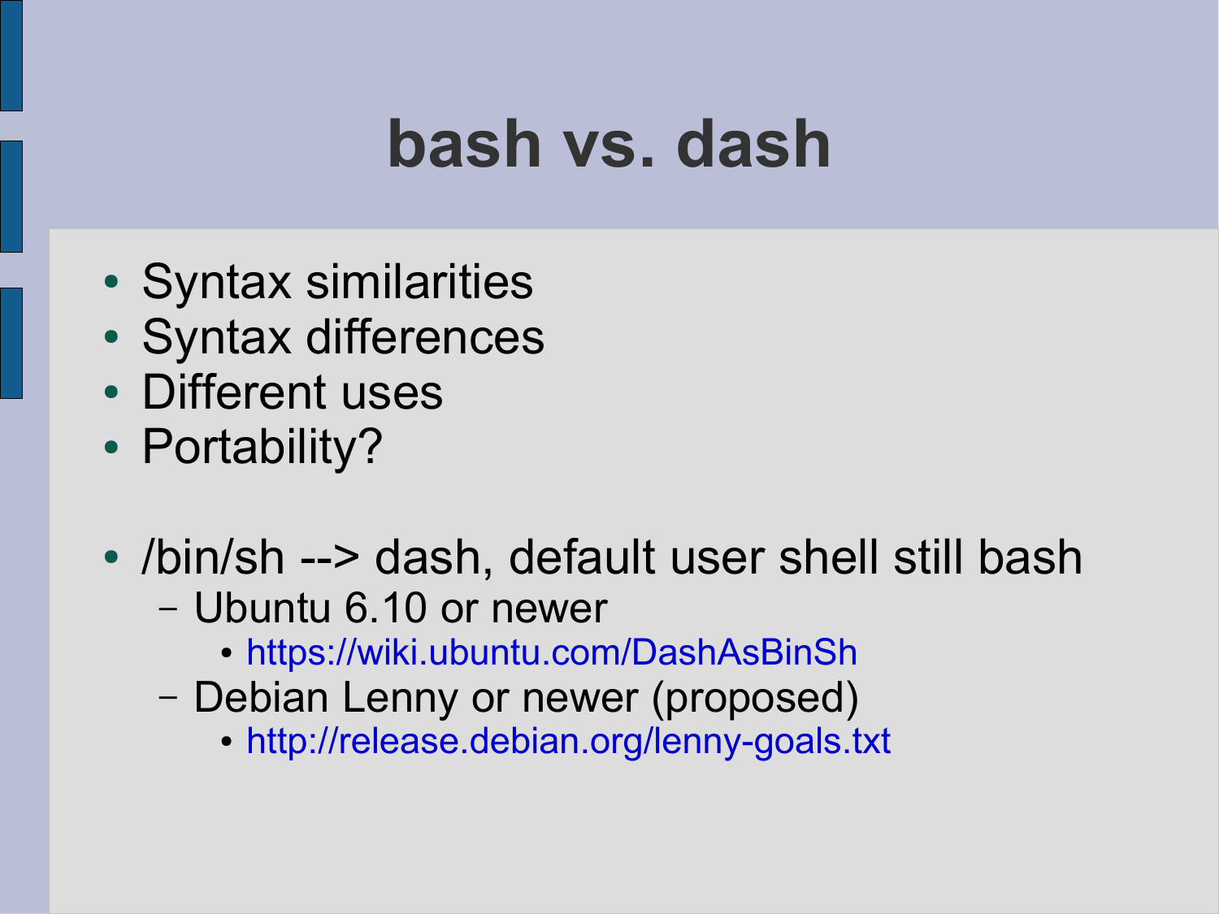# bash vs. dash

- Syntax similarities
- Syntax differences
- Different uses
- Portability?

- /bin/sh --> dash, default user shell still bash
  - Ubuntu 6.10 or newer
    - https://wiki.ubuntu.com/DashAsBinSh
  - Debian Lenny or newer (proposed)
    - http://release.debian.org/lenny-goals.txt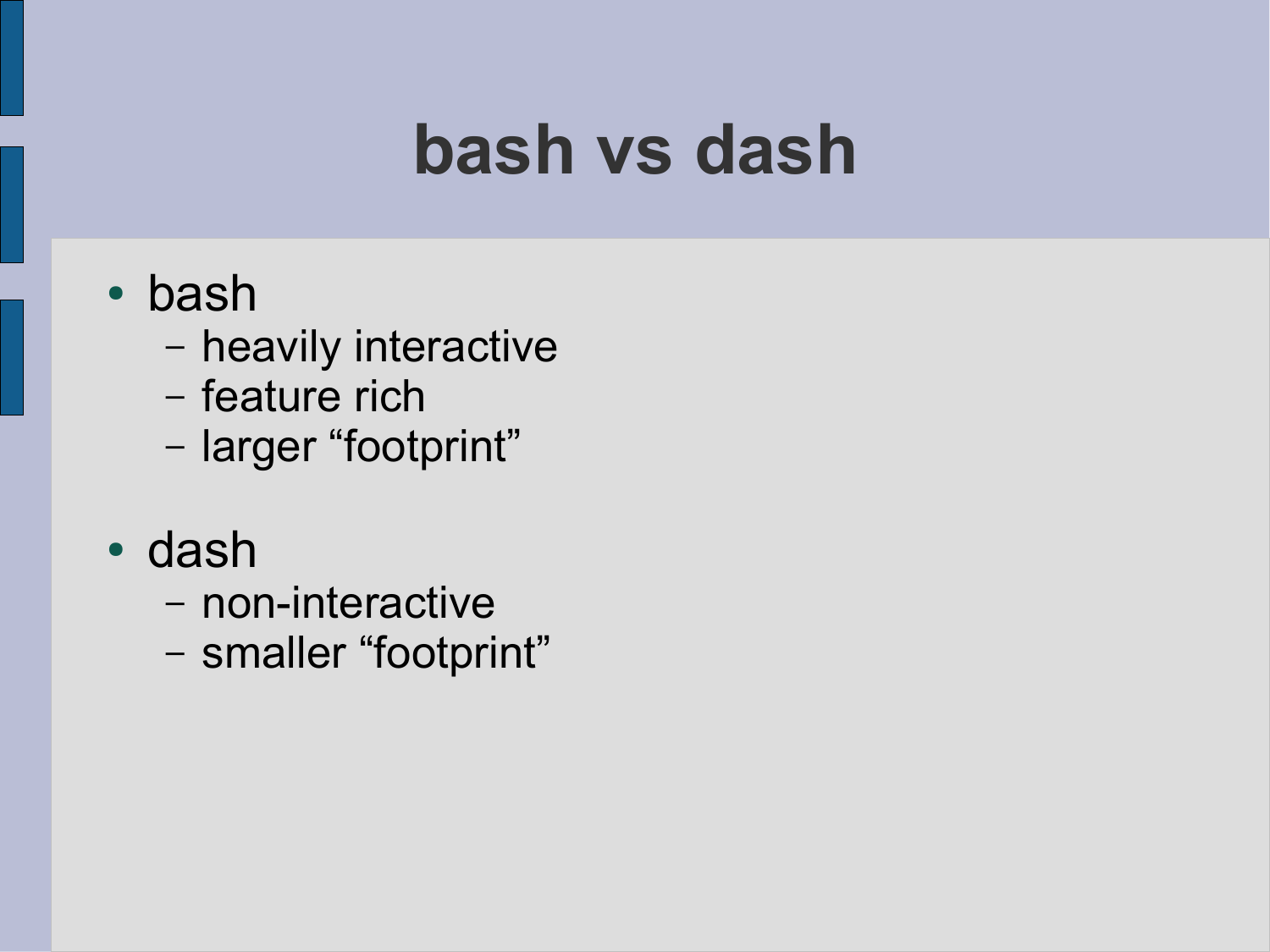# bash vs dash

- bash
  - heavily interactive
  - feature rich
  - larger “footprint”
- dash
  - non-interactive
  - smaller “footprint”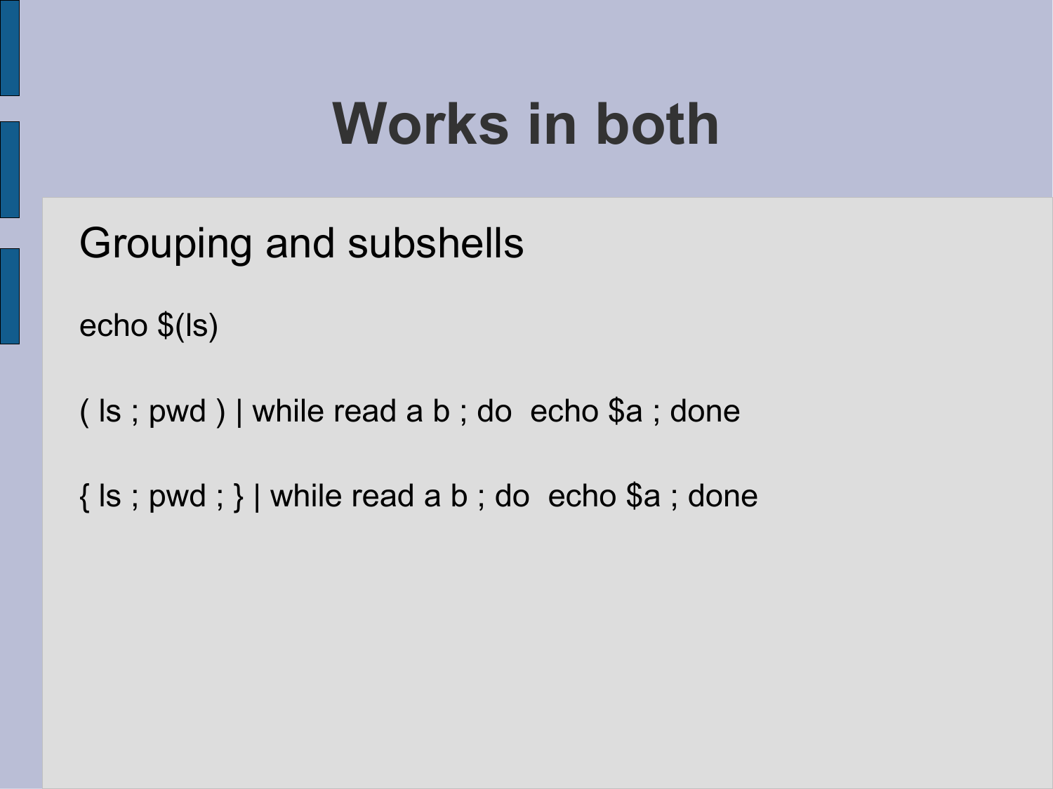# Works in both

## Grouping and subshells

```
echo $(ls)

( ls ; pwd ) | while read a b ; do  echo $a ; done

{ ls ; pwd ; } | while read a b ; do  echo $a ; done
```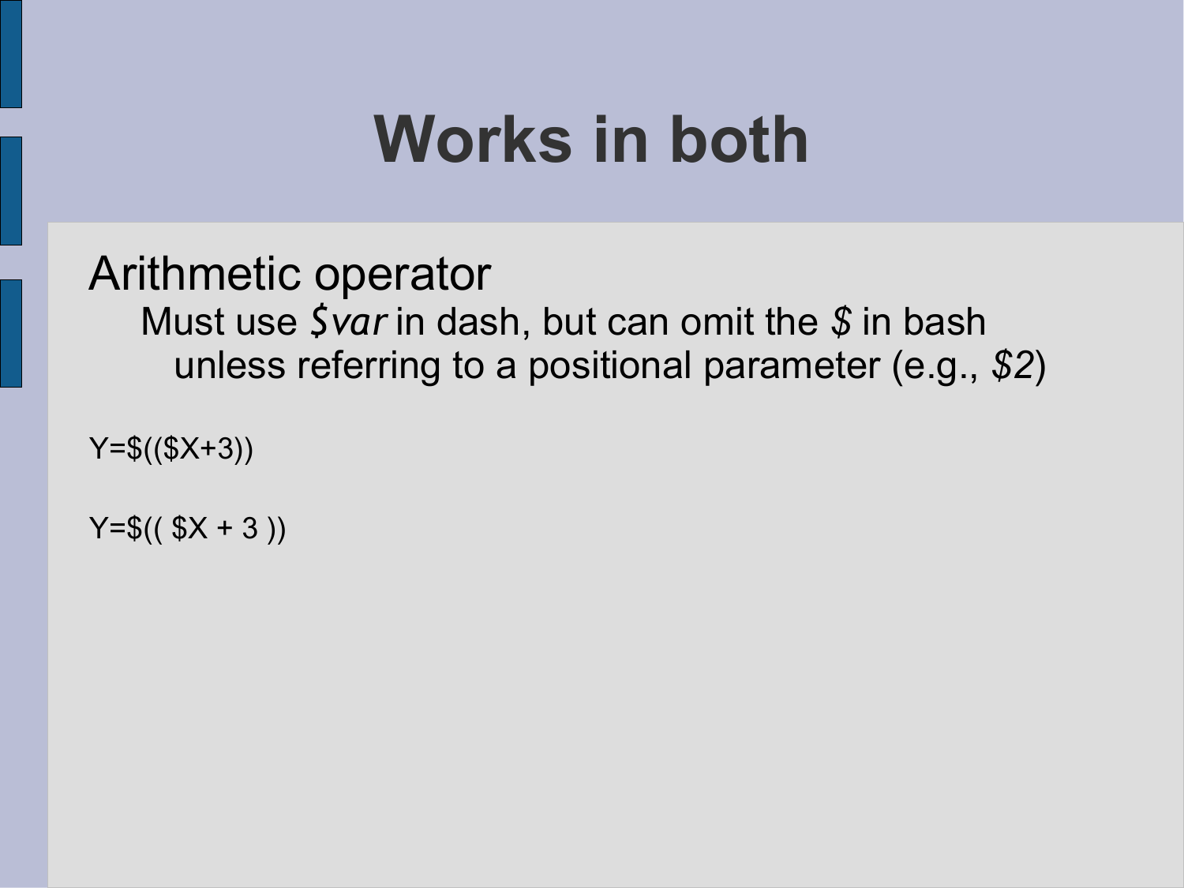# Works in both

Arithmetic operator

- Must use *$var* in dash, but can omit the *$* in bash unless referring to a positional parameter (e.g., *$2*)

```
Y=$(($X+3))

Y=$(( $X + 3 ))
```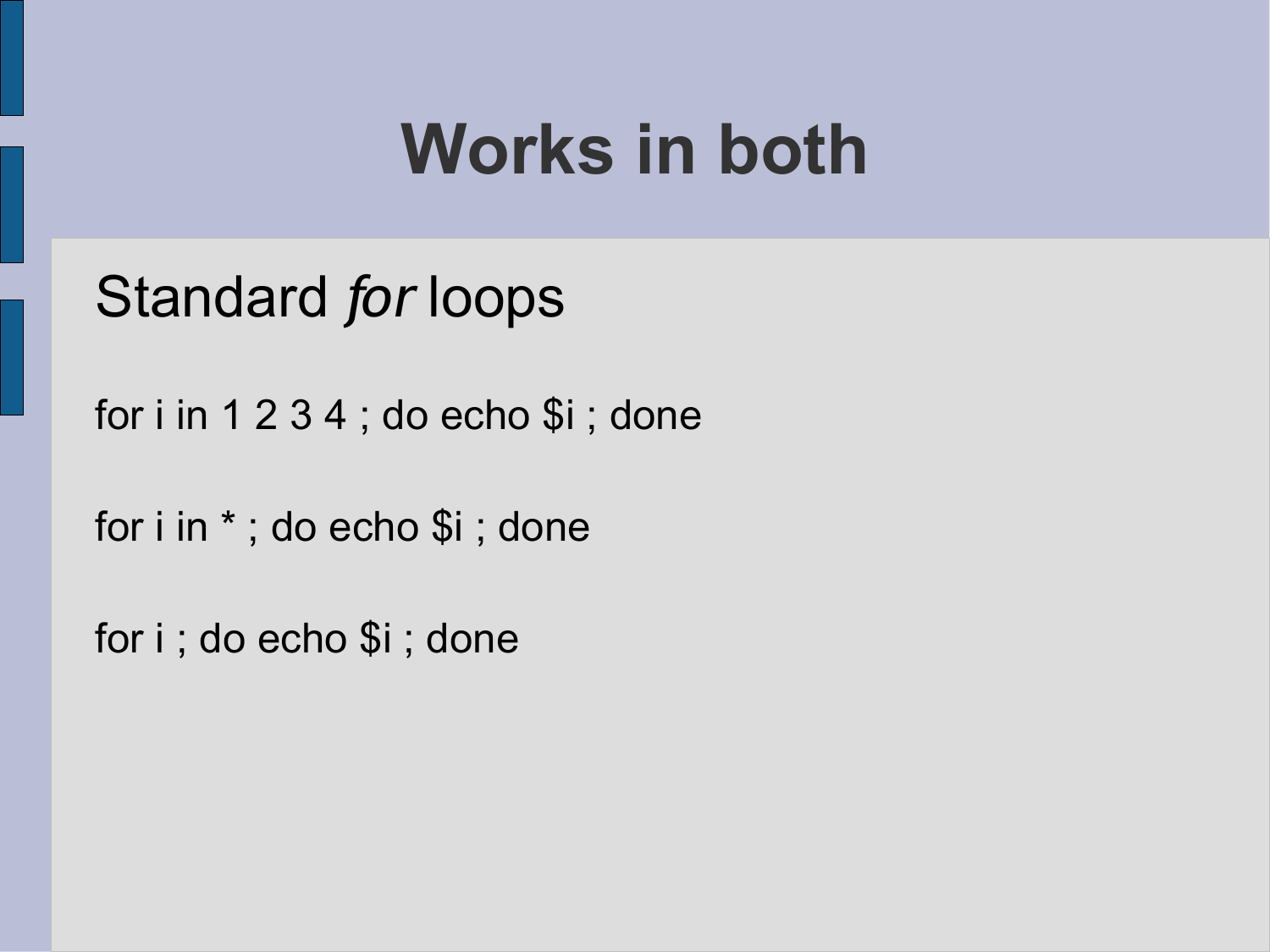# Works in both

Standard *for* loops

```
for i in 1 2 3 4 ; do echo $i ; done

for i in * ; do echo $i ; done

for i ; do echo $i ; done
```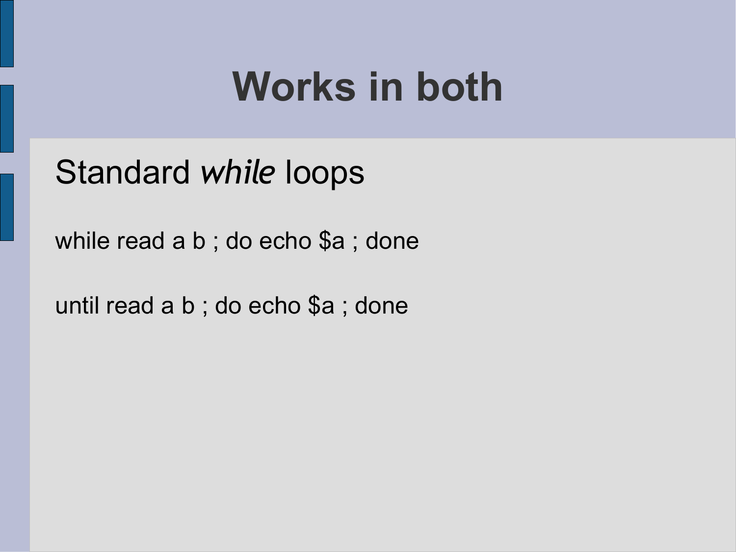# Works in both

Standard *while* loops

while read a b ; do echo $a ; done

until read a b ; do echo $a ; done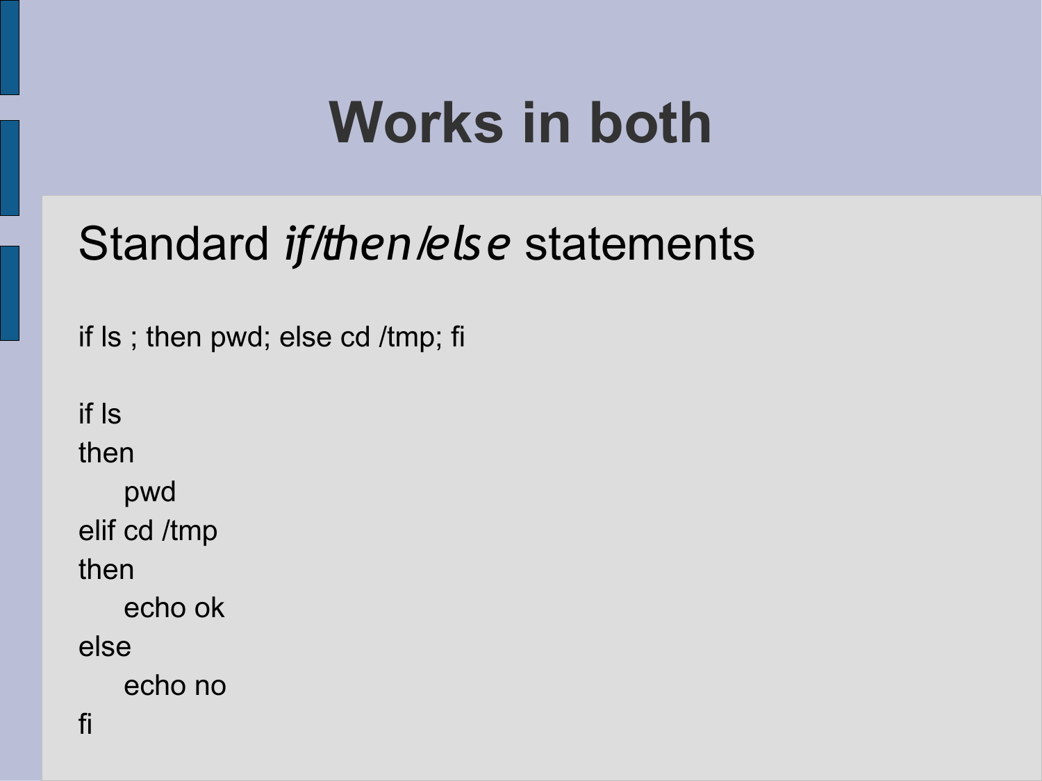# Works in both

## Standard *if/then/else* statements

```
if ls ; then pwd; else cd /tmp; fi
```

```
if ls
then
    pwd
elif cd /tmp
then
    echo ok
else
    echo no
fi
```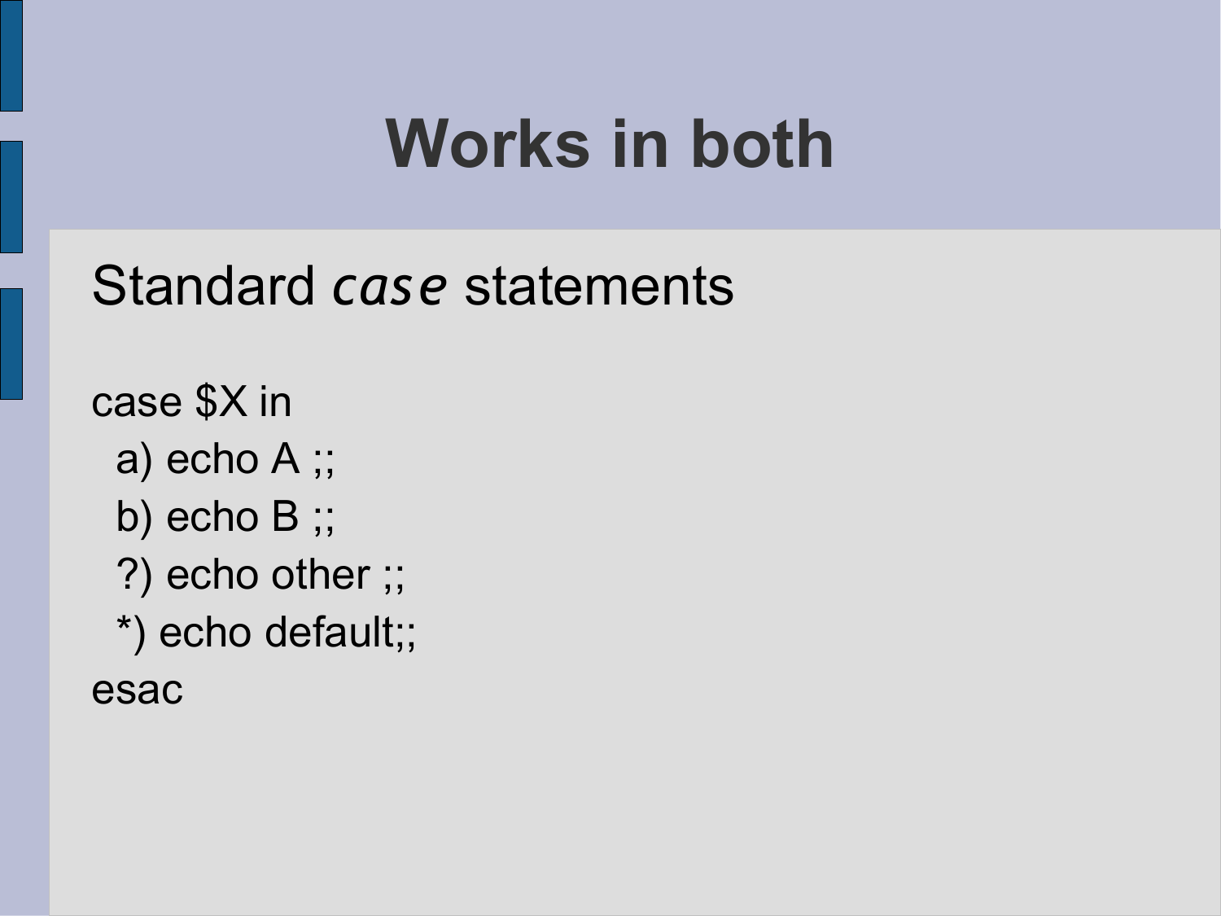# Works in both

Standard *case* statements

```
case $X in
  a) echo A ;;
  b) echo B ;;
  ?) echo other ;;
  *) echo default;;
esac
```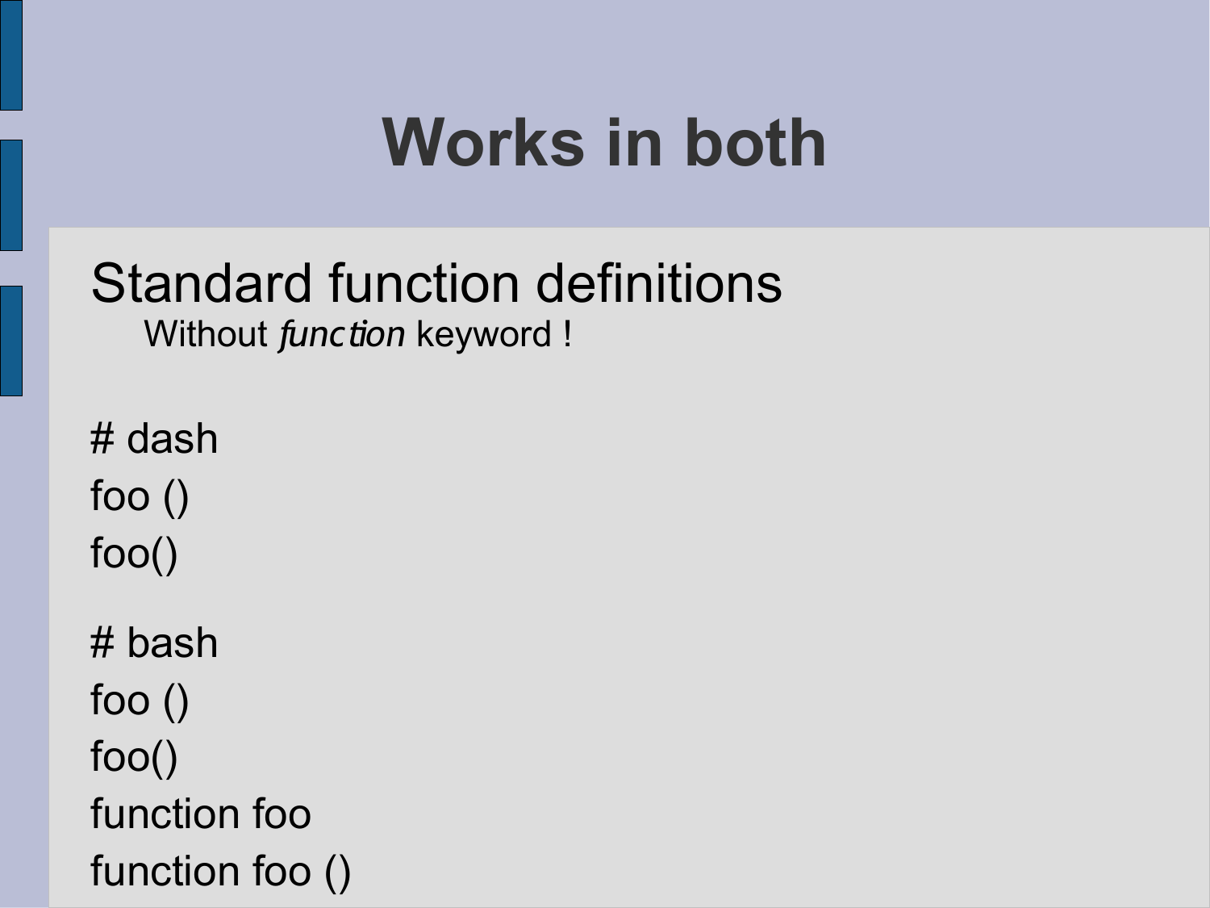# Works in both

Standard function definitions

Without *function* keyword !

```
# dash
foo ()
foo()

# bash
foo ()
foo()
function foo
function foo ()
```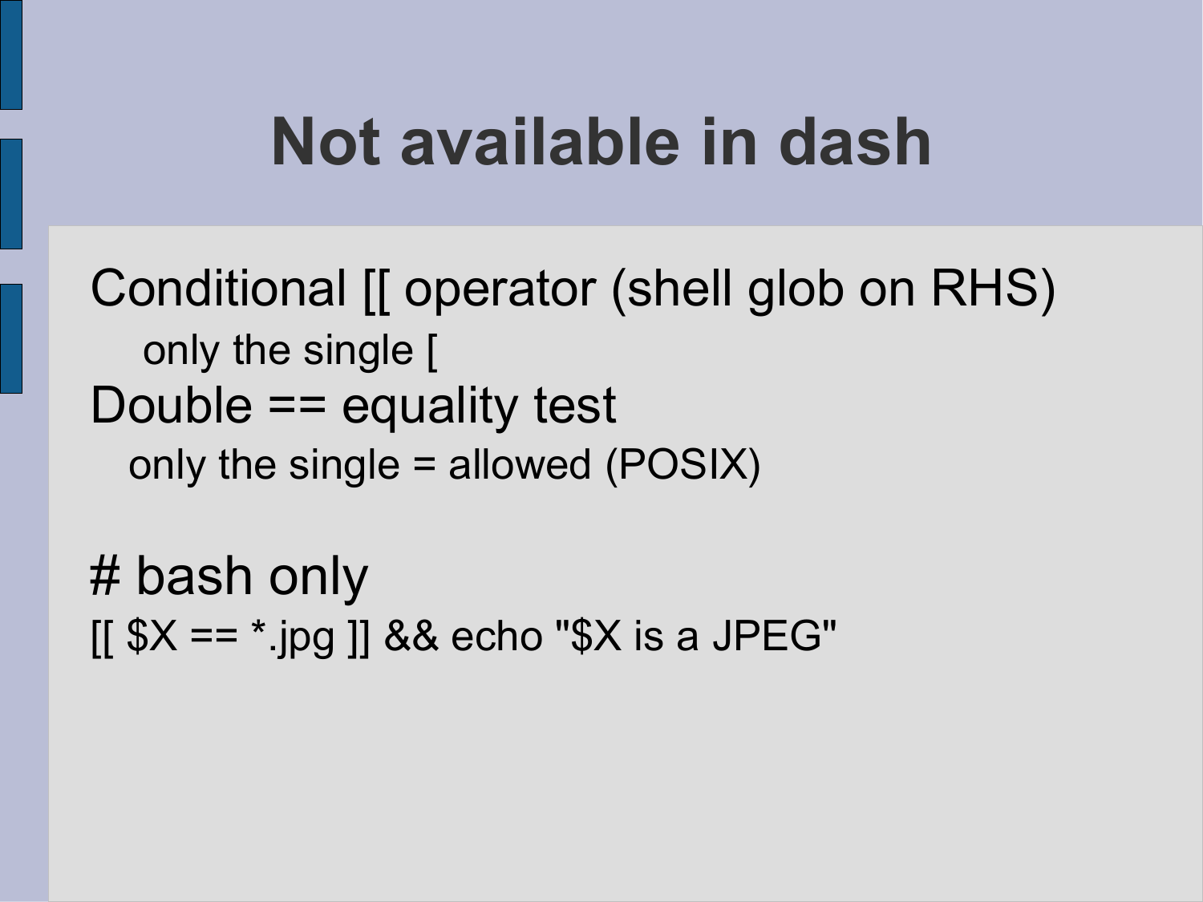# Not available in dash

Conditional [[ operator (shell glob on RHS)

only the single [

Double == equality test

only the single = allowed (POSIX)

```
# bash only
[[ $X == *.jpg ]] && echo "$X is a JPEG"
```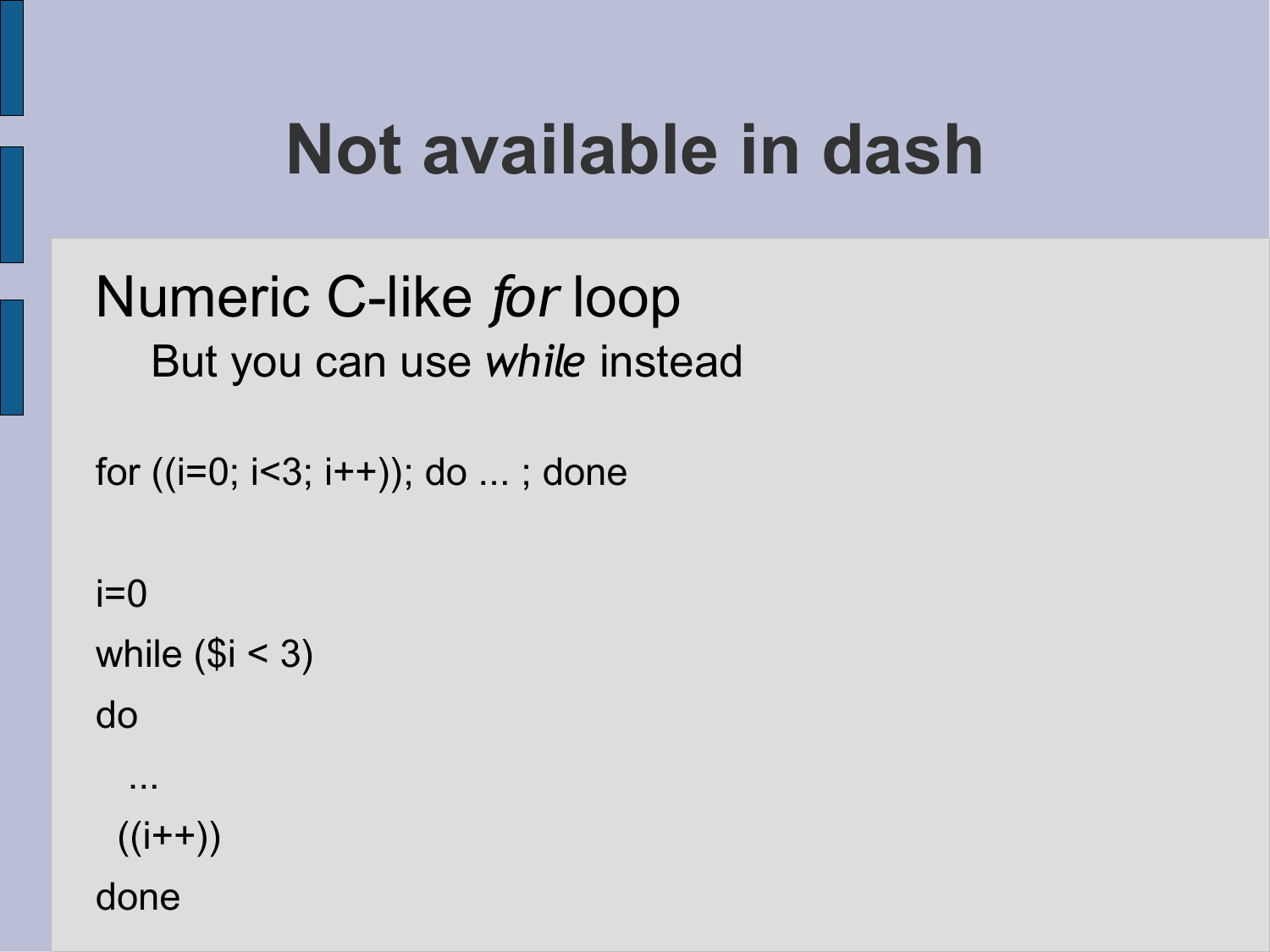# Not available in dash

Numeric C-like *for* loop

- But you can use *while* instead

```
for ((i=0; i<3; i++)); do ... ; done
```

```
i=0
while ($i < 3)
do
   ...
  ((i++))
done
```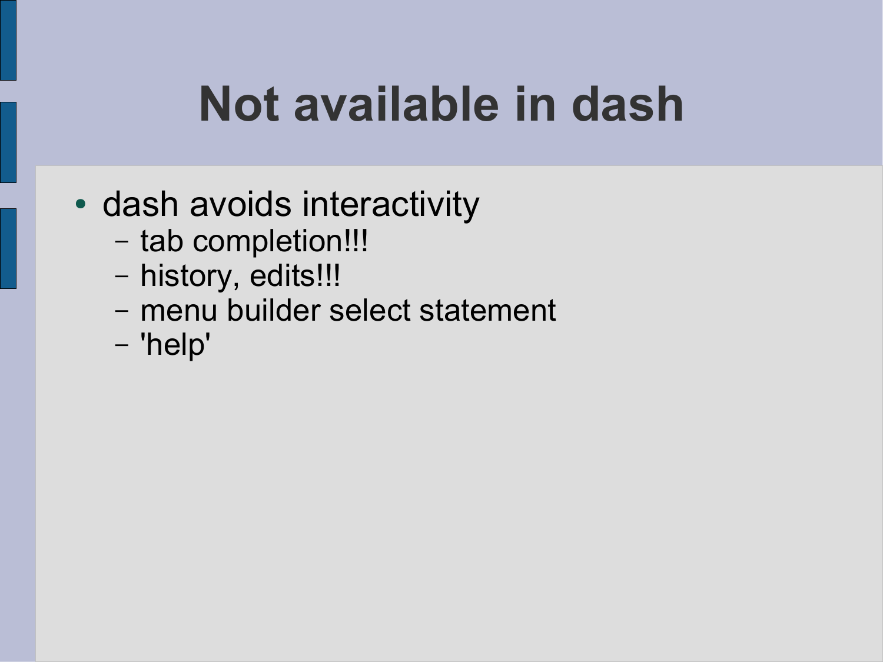# Not available in dash

- dash avoids interactivity
  - tab completion!!!
  - history, edits!!!
  - menu builder select statement
  - 'help'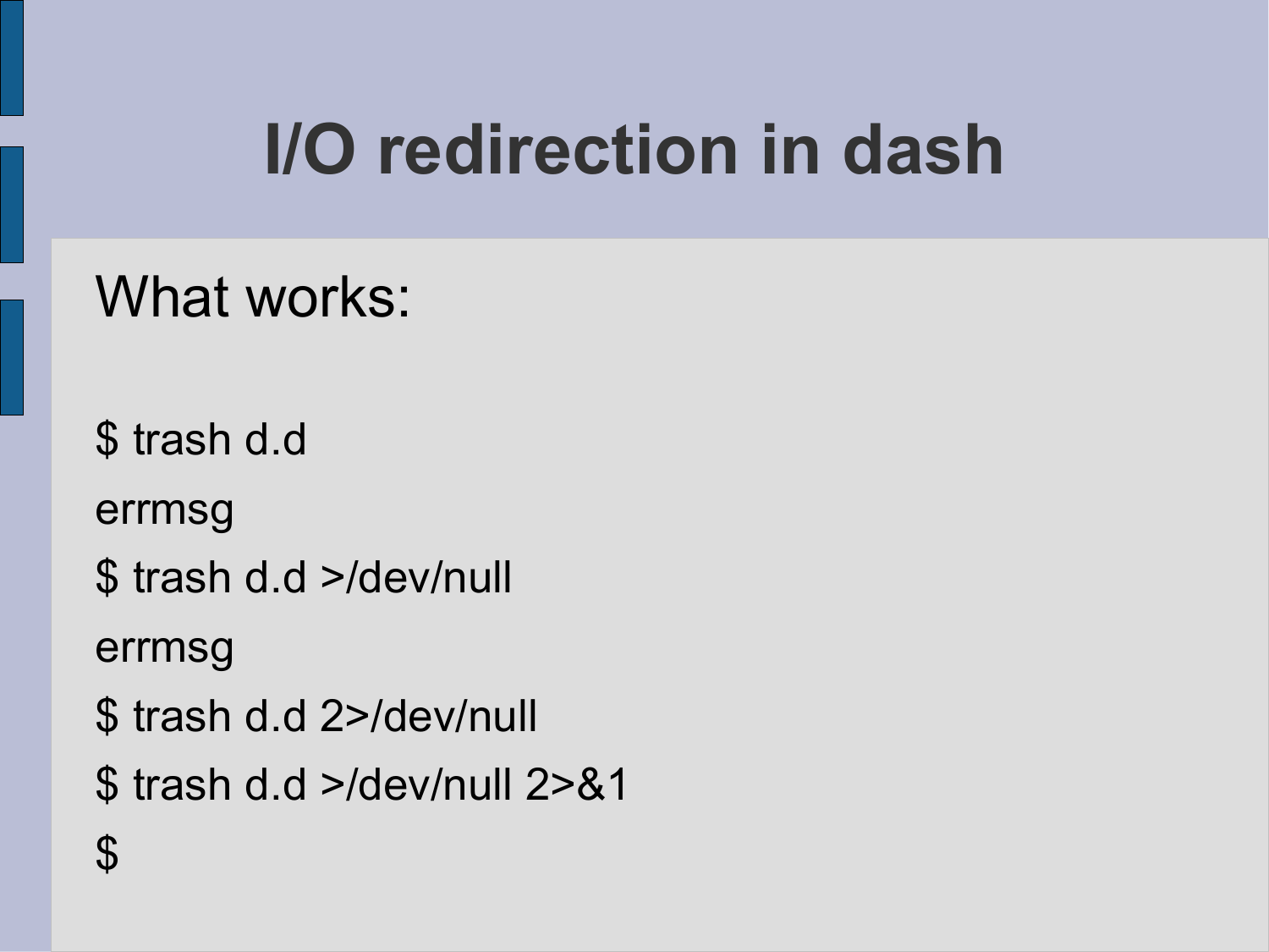# I/O redirection in dash

What works:

```
$ trash d.d
errmsg
$ trash d.d >/dev/null
errmsg
$ trash d.d 2>/dev/null
$ trash d.d >/dev/null 2>&1
$
```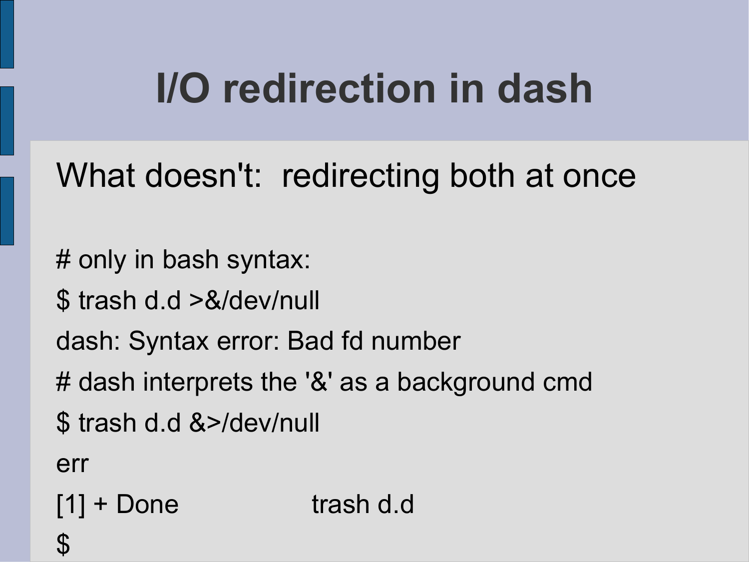# I/O redirection in dash

What doesn't: redirecting both at once

```
# only in bash syntax:
$ trash d.d >&/dev/null
dash: Syntax error: Bad fd number
# dash interprets the '&' as a background cmd
$ trash d.d &>/dev/null
err
[1] + Done                    trash d.d
$
```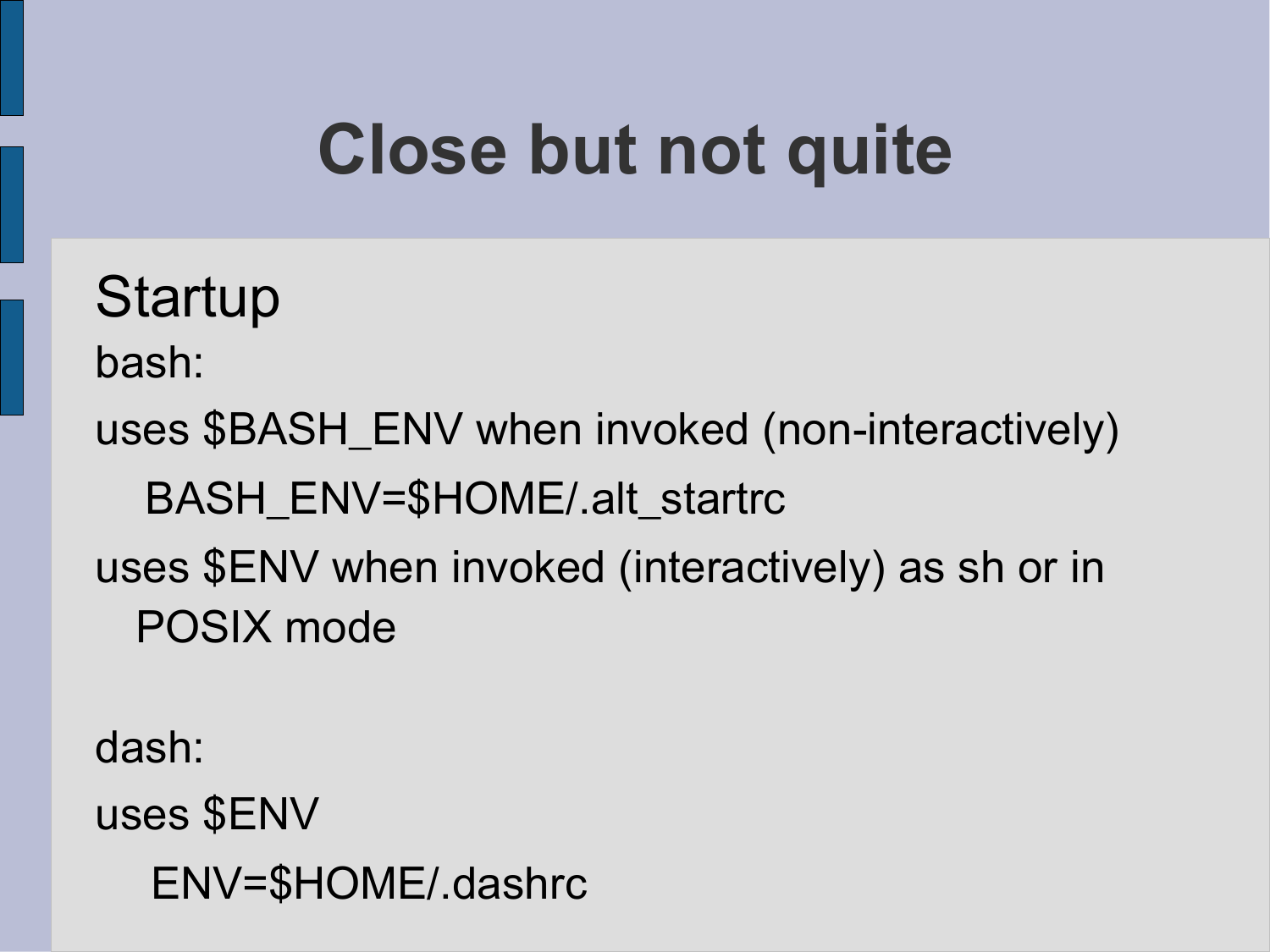# Close but not quite

## Startup

bash:

uses $BASH_ENV when invoked (non-interactively)

```
BASH_ENV=$HOME/.alt_startrc
```

uses $ENV when invoked (interactively) as sh or in POSIX mode

dash:

uses $ENV

```
ENV=$HOME/.dashrc
```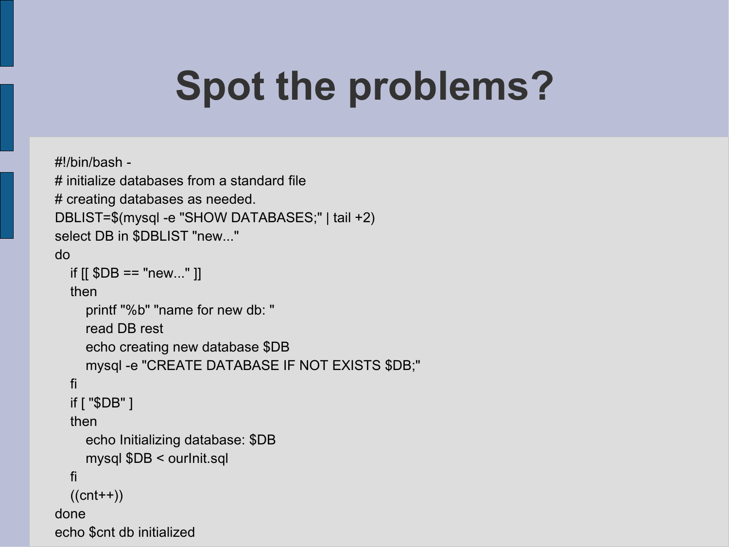# Spot the problems?

```
#!/bin/bash -
# initialize databases from a standard file
# creating databases as needed.
DBLIST=$(mysql -e "SHOW DATABASES;" | tail +2)
select DB in $DBLIST "new..."
do
    if [[ $DB == "new..." ]]
    then
        printf "%b" "name for new db: "
        read DB rest
        echo creating new database $DB
        mysql -e "CREATE DATABASE IF NOT EXISTS $DB;"
    fi
    if [ "$DB" ]
    then
        echo Initializing database: $DB
        mysql $DB < ourInit.sql
    fi
    ((cnt++))
done
echo $cnt db initialized
```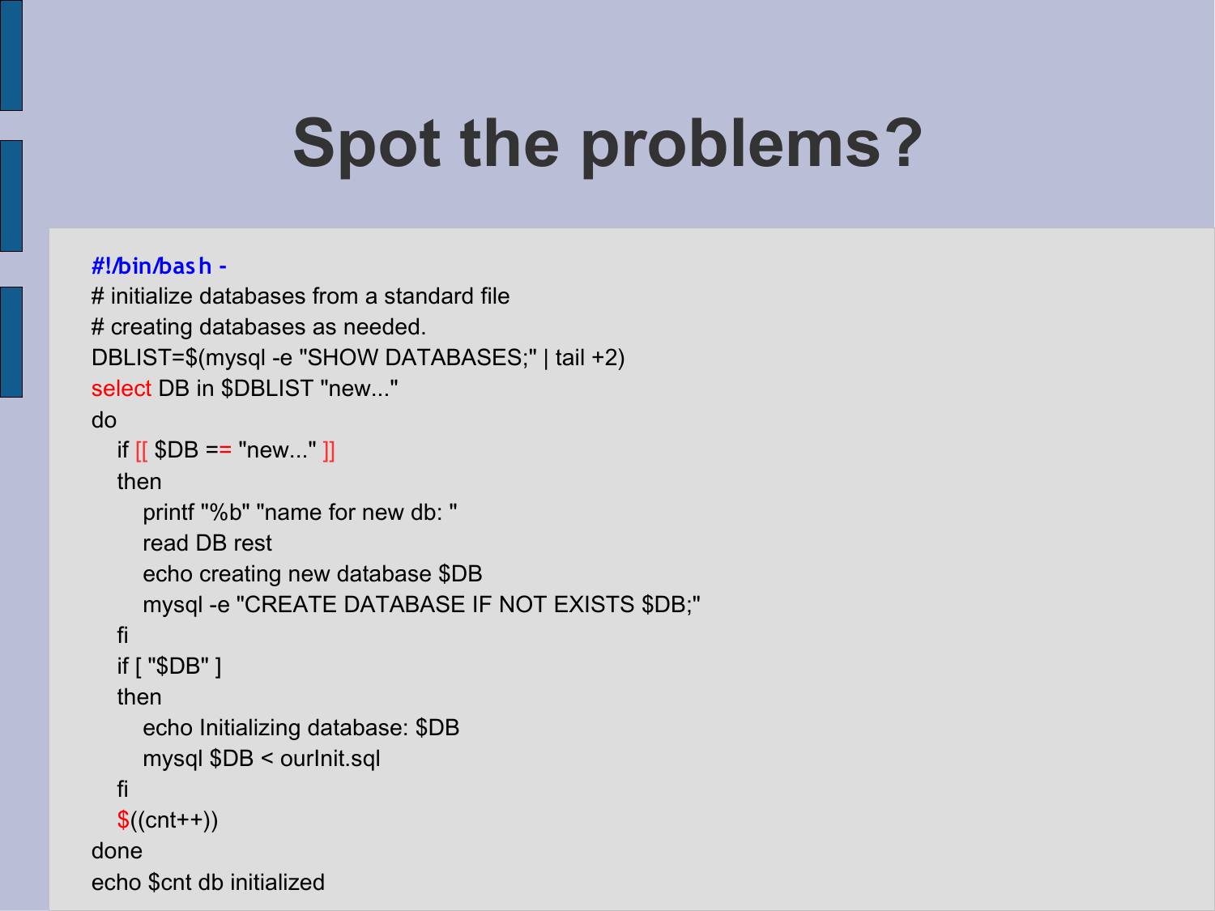# Spot the problems?

```
#!/bin/bash -
# initialize databases from a standard file
# creating databases as needed.
DBLIST=$(mysql -e "SHOW DATABASES;" | tail +2)
select DB in $DBLIST "new..."
do
   if [[ $DB == "new..." ]]
   then
      printf "%b" "name for new db: "
      read DB rest
      echo creating new database $DB
      mysql -e "CREATE DATABASE IF NOT EXISTS $DB;"
   fi
   if [ "$DB" ]
   then
      echo Initializing database: $DB
      mysql $DB < ourInit.sql
   fi
   $((cnt++))
done
echo $cnt db initialized
```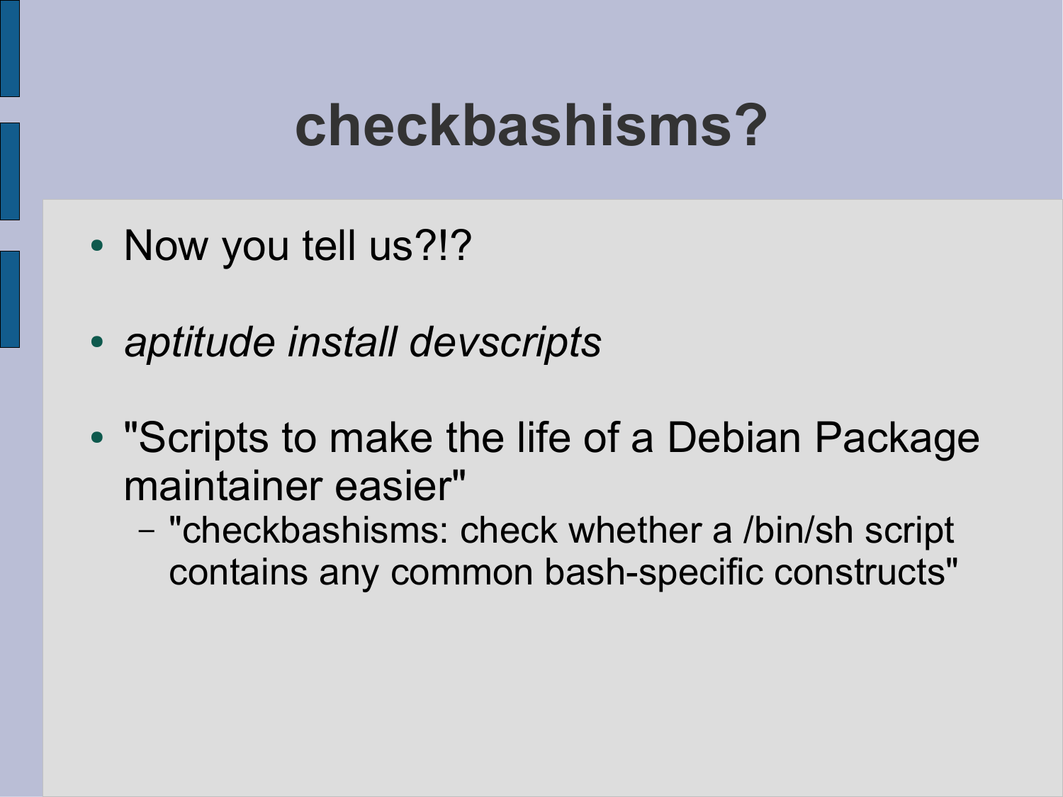# checkbashisms?

- Now you tell us?!?
- *aptitude install devscripts*
- "Scripts to make the life of a Debian Package maintainer easier"
  - "checkbashisms: check whether a /bin/sh script contains any common bash-specific constructs"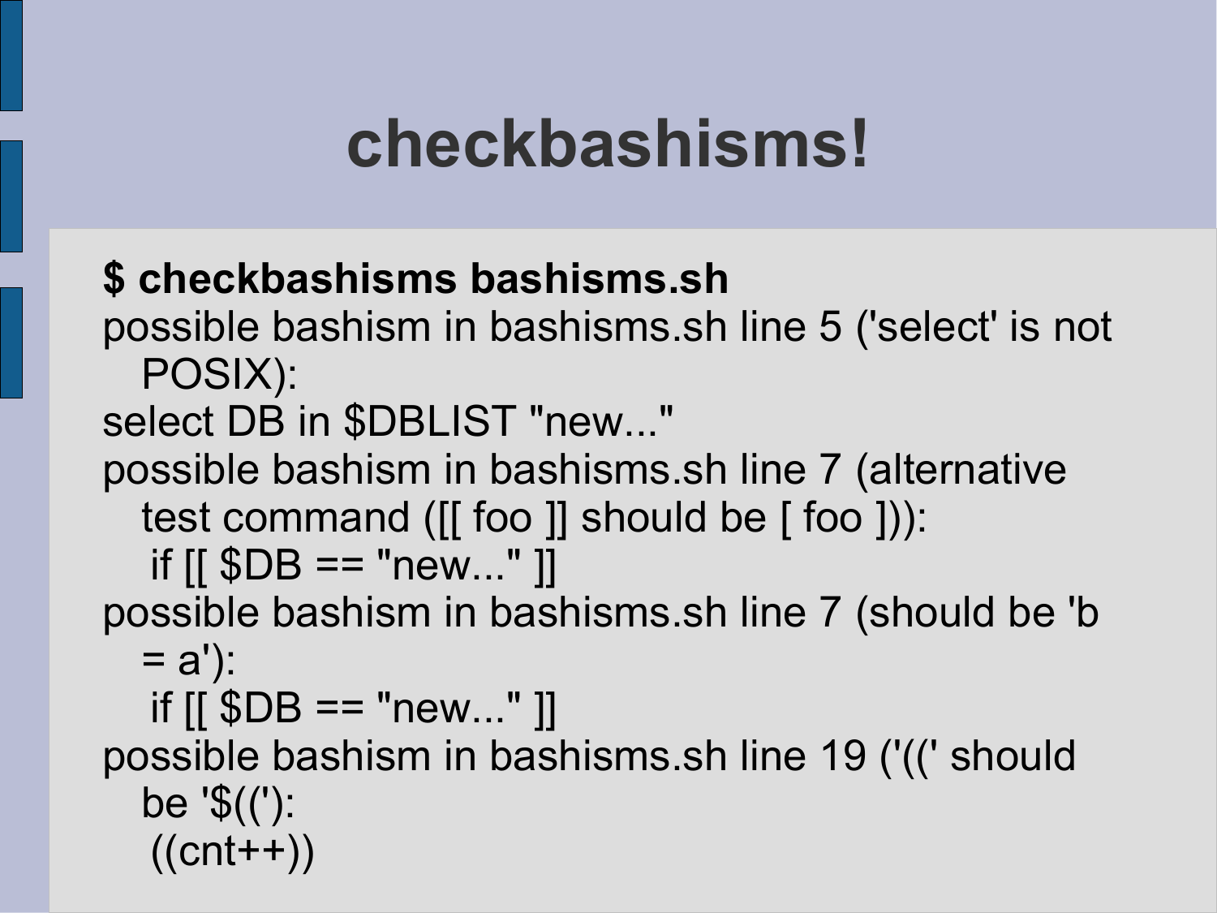# checkbashisms!

```
$ checkbashisms bashisms.sh
possible bashism in bashisms.sh line 5 ('select' is not
  POSIX):
select DB in $DBLIST "new..."
possible bashism in bashisms.sh line 7 (alternative
  test command ([[ foo ]] should be [ foo ])):
   if [[ $DB == "new..." ]]
possible bashism in bashisms.sh line 7 (should be 'b
  = a'):
   if [[ $DB == "new..." ]]
possible bashism in bashisms.sh line 19 ('((' should
  be '$(('):
   ((cnt++))
```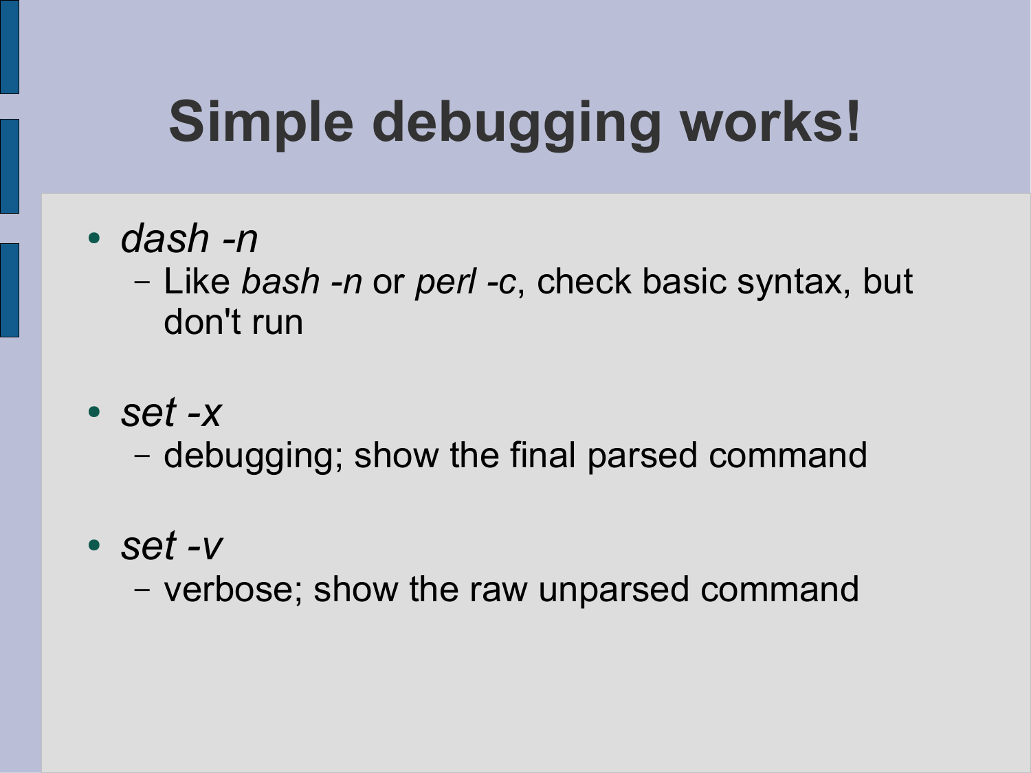# Simple debugging works!

- *dash -n*
  - Like *bash -n* or *perl -c*, check basic syntax, but don't run
- *set -x*
  - debugging; show the final parsed command
- *set -v*
  - verbose; show the raw unparsed command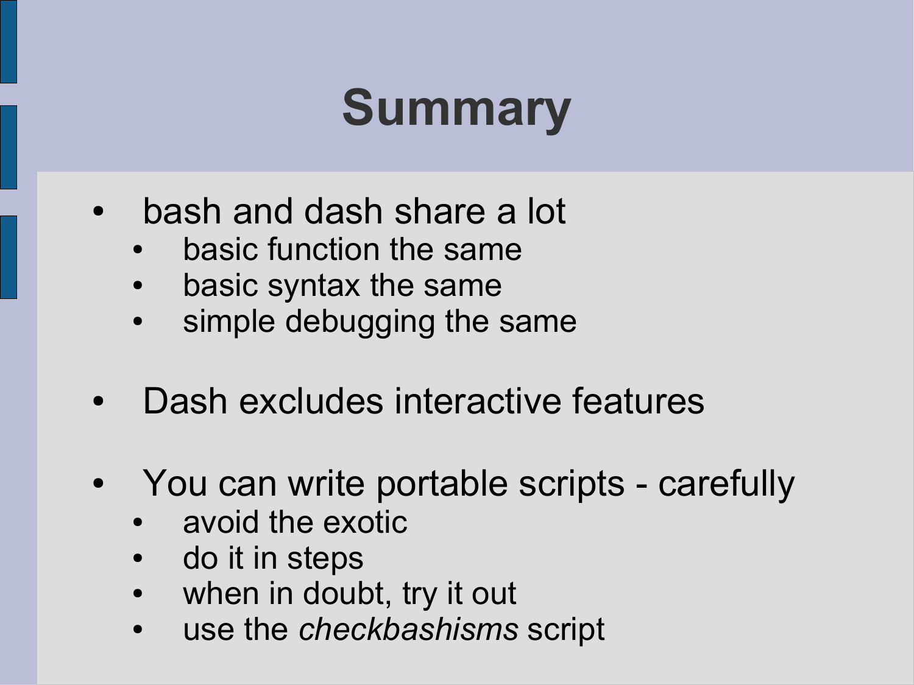# Summary

- bash and dash share a lot
  - basic function the same
  - basic syntax the same
  - simple debugging the same
- Dash excludes interactive features
- You can write portable scripts - carefully
  - avoid the exotic
  - do it in steps
  - when in doubt, try it out
  - use the *checkbashisms* script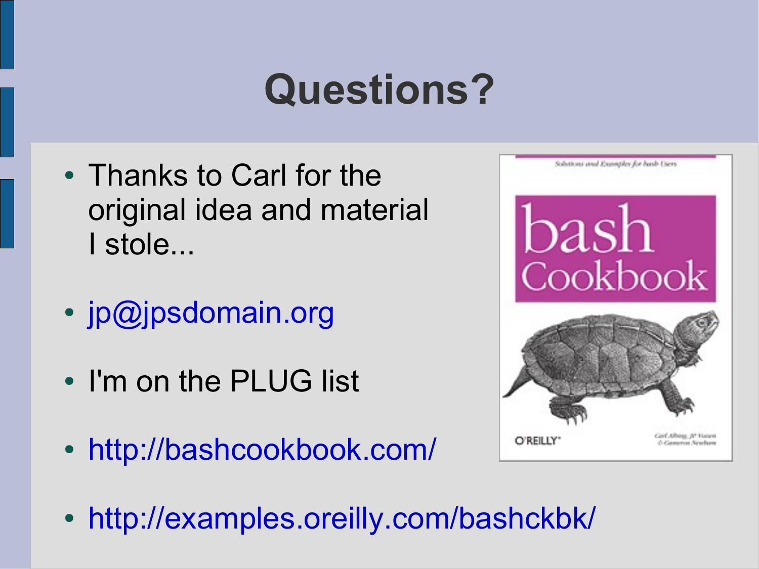# Questions?

- Thanks to Carl for the original idea and material I stole...
- jp@jpsdomain.org
- I'm on the PLUG list
- http://bashcookbook.com/
- http://examples.oreilly.com/bashckbk/